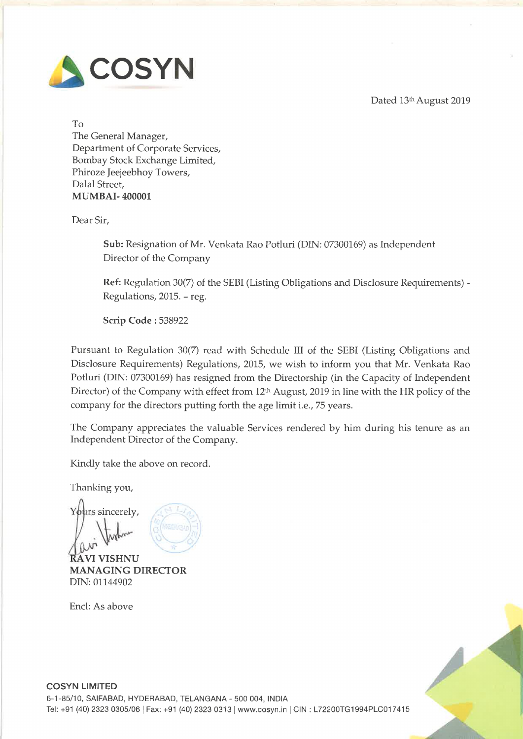**COSYN**

Dated 13th August 2019

To
The General Manager,
Department of Corporate Services,
Bombay Stock Exchange Limited,
Phiroze Jeejeebhoy Towers,
Dalal Street,
**MUMBAI- 400001**

Dear Sir,

**Sub:** Resignation of Mr. Venkata Rao Potluri (DIN: 07300169) as Independent Director of the Company

**Ref:** Regulation 30(7) of the SEBI (Listing Obligations and Disclosure Requirements) - Regulations, 2015. – reg.

**Scrip Code :** 538922

Pursuant to Regulation 30(7) read with Schedule III of the SEBI (Listing Obligations and Disclosure Requirements) Regulations, 2015, we wish to inform you that Mr. Venkata Rao Potluri (DIN: 07300169) has resigned from the Directorship (in the Capacity of Independent Director) of the Company with effect from 12th August, 2019 in line with the HR policy of the company for the directors putting forth the age limit i.e., 75 years.

The Company appreciates the valuable Services rendered by him during his tenure as an Independent Director of the Company.

Kindly take the above on record.

Thanking you,

Yours sincerely,

**RAVI VISHNU**
**MANAGING DIRECTOR**
DIN: 01144902

Encl: As above

**COSYN LIMITED**
6-1-85/10, SAIFABAD, HYDERABAD, TELANGANA - 500 004, INDIA
Tel: +91 (40) 2323 0305/06 | Fax: +91 (40) 2323 0313 | www.cosyn.in | CIN : L72200TG1994PLC017415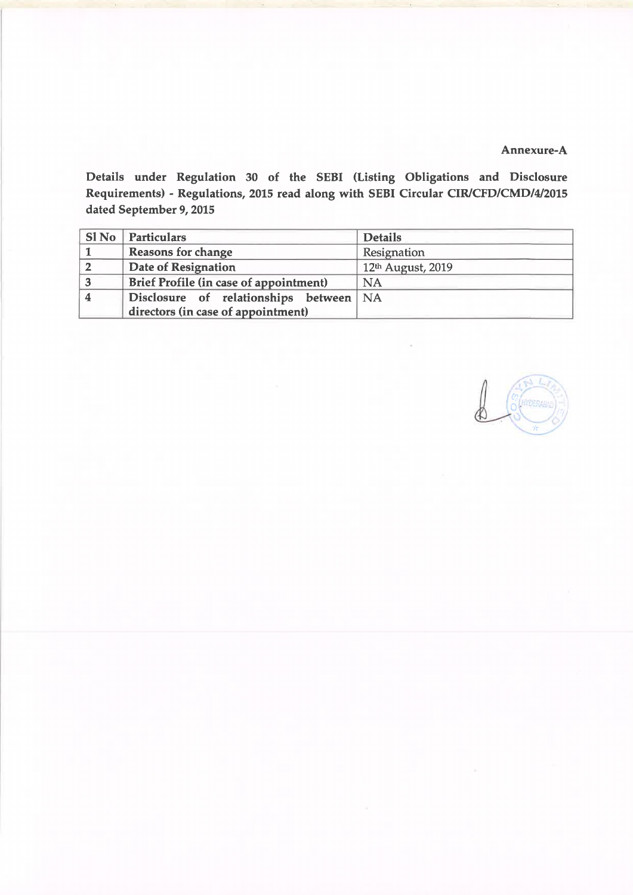**Annexure-A**

**Details under Regulation 30 of the SEBI (Listing Obligations and Disclosure Requirements) - Regulations, 2015 read along with SEBI Circular CIR/CFD/CMD/4/2015 dated September 9, 2015**

| Sl No | Particulars | Details |
|---|---|---|
| 1 | Reasons for change | Resignation |
| 2 | Date of Resignation | 12th August, 2019 |
| 3 | Brief Profile (in case of appointment) | NA |
| 4 | Disclosure of relationships between directors (in case of appointment) | NA |